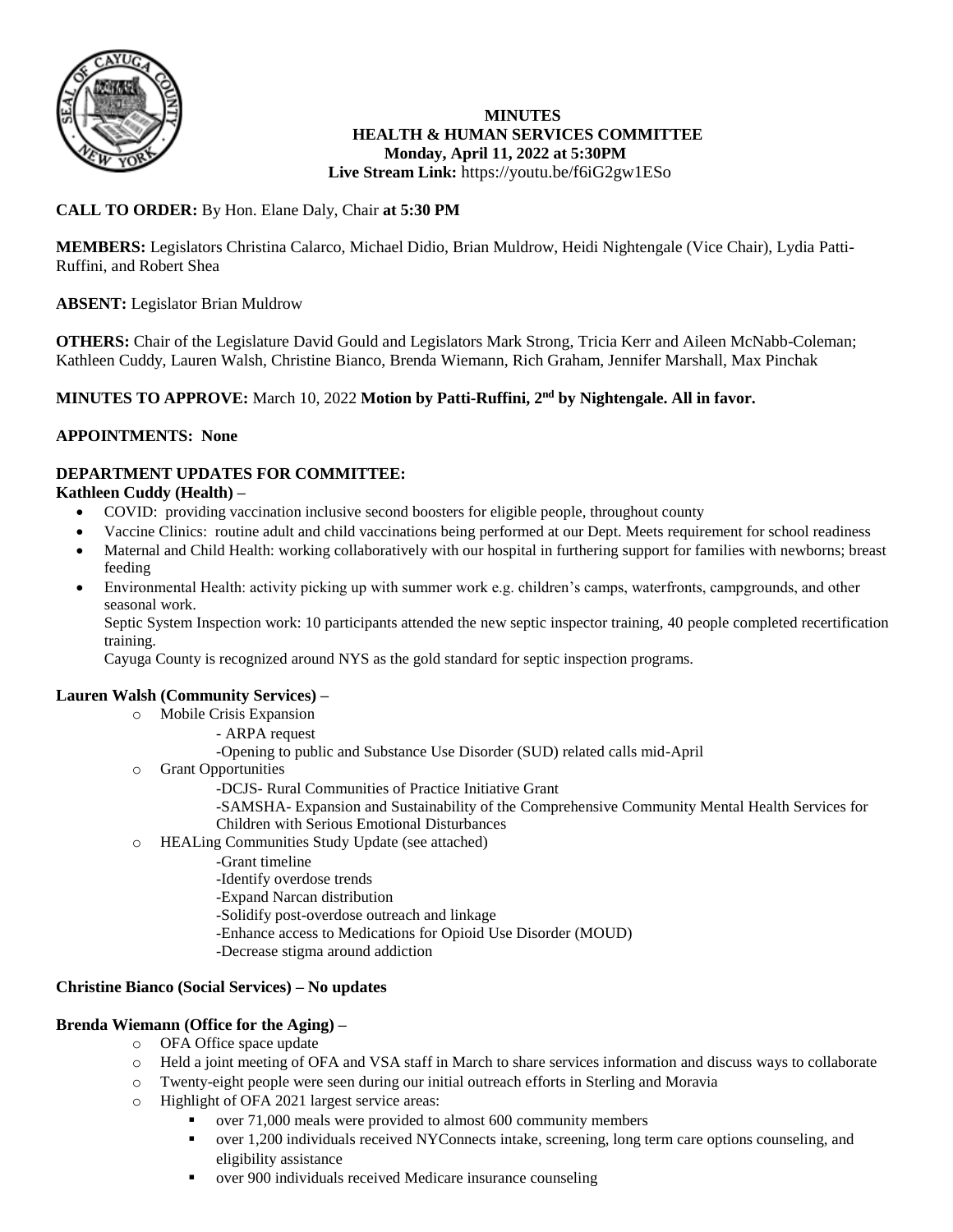**MINUTES**
**HEALTH & HUMAN SERVICES COMMITTEE**
**Monday, April 11, 2022 at 5:30PM**
**Live Stream Link:** https://youtu.be/f6iG2gw1ESo

**CALL TO ORDER:** By Hon. Elane Daly, Chair **at 5:30 PM**

**MEMBERS:** Legislators Christina Calarco, Michael Didio, Brian Muldrow, Heidi Nightengale (Vice Chair), Lydia Patti-Ruffini, and Robert Shea

**ABSENT:** Legislator Brian Muldrow

**OTHERS:** Chair of the Legislature David Gould and Legislators Mark Strong, Tricia Kerr and Aileen McNabb-Coleman; Kathleen Cuddy, Lauren Walsh, Christine Bianco, Brenda Wiemann, Rich Graham, Jennifer Marshall, Max Pinchak

**MINUTES TO APPROVE:** March 10, 2022 **Motion by Patti-Ruffini, 2nd by Nightengale. All in favor.**

**APPOINTMENTS: None**

**DEPARTMENT UPDATES FOR COMMITTEE:**

**Kathleen Cuddy (Health) –**

- COVID: providing vaccination inclusive second boosters for eligible people, throughout county
- Vaccine Clinics: routine adult and child vaccinations being performed at our Dept. Meets requirement for school readiness
- Maternal and Child Health: working collaboratively with our hospital in furthering support for families with newborns; breast feeding
- Environmental Health: activity picking up with summer work e.g. children's camps, waterfronts, campgrounds, and other seasonal work.
  Septic System Inspection work: 10 participants attended the new septic inspector training, 40 people completed recertification training.
  Cayuga County is recognized around NYS as the gold standard for septic inspection programs.

**Lauren Walsh (Community Services) –**

- Mobile Crisis Expansion
  - ARPA request
  - Opening to public and Substance Use Disorder (SUD) related calls mid-April
- Grant Opportunities
  - DCJS- Rural Communities of Practice Initiative Grant
  - SAMSHA- Expansion and Sustainability of the Comprehensive Community Mental Health Services for Children with Serious Emotional Disturbances
- HEALing Communities Study Update (see attached)
  - Grant timeline
  - Identify overdose trends
  - Expand Narcan distribution
  - Solidify post-overdose outreach and linkage
  - Enhance access to Medications for Opioid Use Disorder (MOUD)
  - Decrease stigma around addiction

**Christine Bianco (Social Services) – No updates**

**Brenda Wiemann (Office for the Aging) –**

- OFA Office space update
- Held a joint meeting of OFA and VSA staff in March to share services information and discuss ways to collaborate
- Twenty-eight people were seen during our initial outreach efforts in Sterling and Moravia
- Highlight of OFA 2021 largest service areas:
  - over 71,000 meals were provided to almost 600 community members
  - over 1,200 individuals received NYConnects intake, screening, long term care options counseling, and eligibility assistance
  - over 900 individuals received Medicare insurance counseling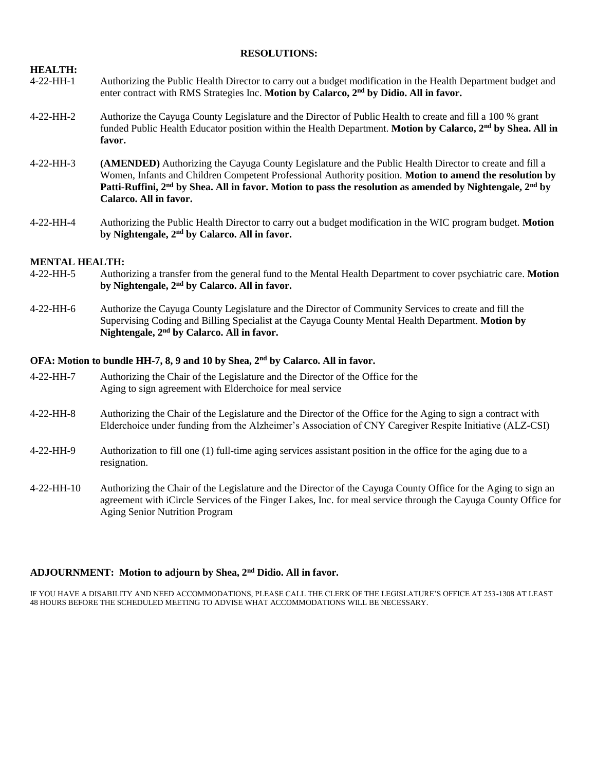**RESOLUTIONS:**

**HEALTH:**

4-22-HH-1 Authorizing the Public Health Director to carry out a budget modification in the Health Department budget and enter contract with RMS Strategies Inc. **Motion by Calarco, 2nd by Didio. All in favor.**

4-22-HH-2 Authorize the Cayuga County Legislature and the Director of Public Health to create and fill a 100 % grant funded Public Health Educator position within the Health Department. **Motion by Calarco, 2nd by Shea. All in favor.**

4-22-HH-3 **(AMENDED)** Authorizing the Cayuga County Legislature and the Public Health Director to create and fill a Women, Infants and Children Competent Professional Authority position. **Motion to amend the resolution by Patti-Ruffini, 2nd by Shea. All in favor. Motion to pass the resolution as amended by Nightengale, 2nd by Calarco. All in favor.**

4-22-HH-4 Authorizing the Public Health Director to carry out a budget modification in the WIC program budget. **Motion by Nightengale, 2nd by Calarco. All in favor.**

**MENTAL HEALTH:**

4-22-HH-5 Authorizing a transfer from the general fund to the Mental Health Department to cover psychiatric care. **Motion by Nightengale, 2nd by Calarco. All in favor.**

4-22-HH-6 Authorize the Cayuga County Legislature and the Director of Community Services to create and fill the Supervising Coding and Billing Specialist at the Cayuga County Mental Health Department. **Motion by Nightengale, 2nd by Calarco. All in favor.**

**OFA: Motion to bundle HH-7, 8, 9 and 10 by Shea, 2nd by Calarco. All in favor.**

4-22-HH-7 Authorizing the Chair of the Legislature and the Director of the Office for the Aging to sign agreement with Elderchoice for meal service

4-22-HH-8 Authorizing the Chair of the Legislature and the Director of the Office for the Aging to sign a contract with Elderchoice under funding from the Alzheimer's Association of CNY Caregiver Respite Initiative (ALZ-CSI)

4-22-HH-9 Authorization to fill one (1) full-time aging services assistant position in the office for the aging due to a resignation.

4-22-HH-10 Authorizing the Chair of the Legislature and the Director of the Cayuga County Office for the Aging to sign an agreement with iCircle Services of the Finger Lakes, Inc. for meal service through the Cayuga County Office for Aging Senior Nutrition Program

**ADJOURNMENT: Motion to adjourn by Shea, 2nd Didio. All in favor.**

IF YOU HAVE A DISABILITY AND NEED ACCOMMODATIONS, PLEASE CALL THE CLERK OF THE LEGISLATURE'S OFFICE AT 253-1308 AT LEAST 48 HOURS BEFORE THE SCHEDULED MEETING TO ADVISE WHAT ACCOMMODATIONS WILL BE NECESSARY.